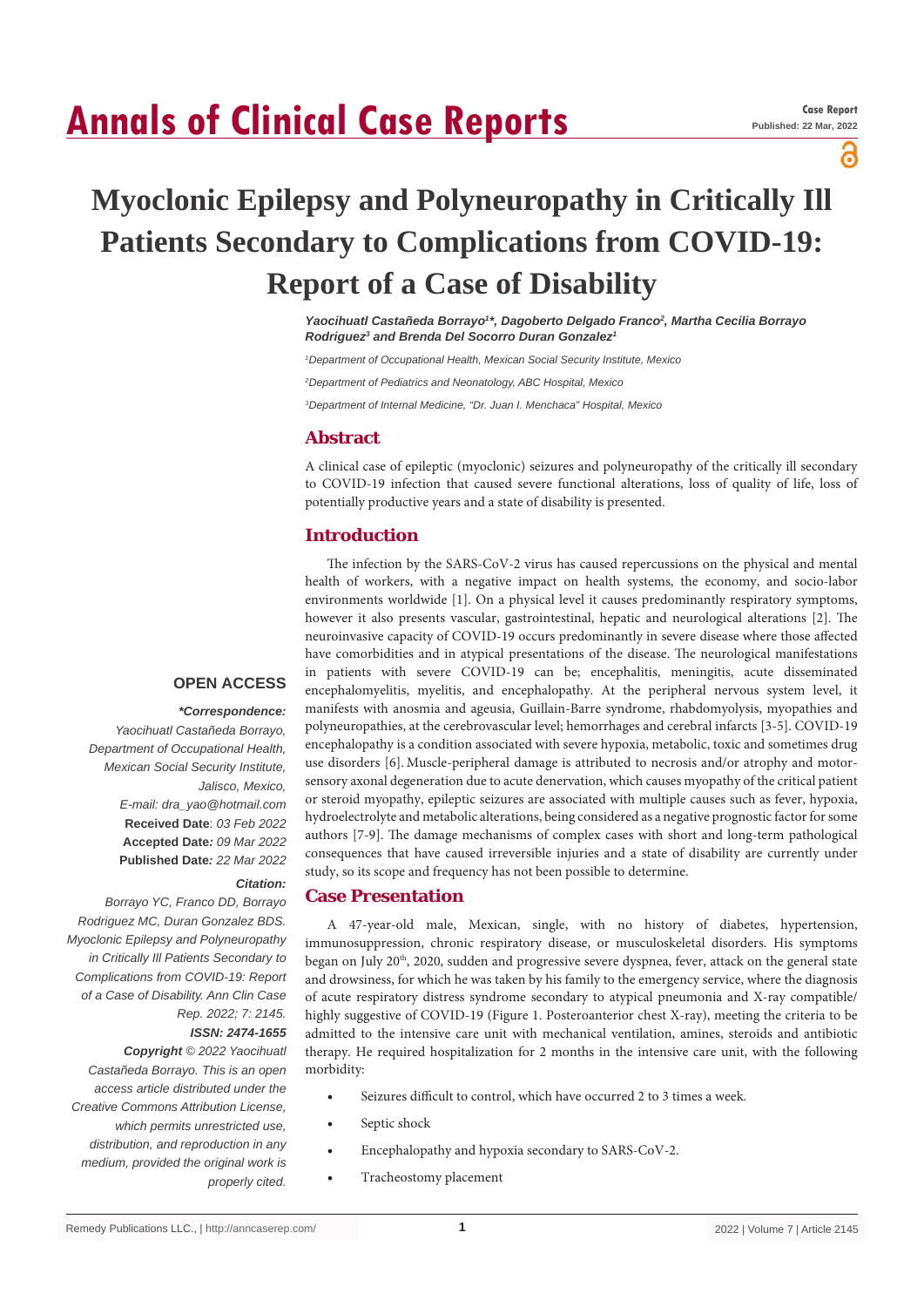# Myoclonic Epilepsy and Polyneuropathy in Critically Ill Patients Secondary to Complications from COVID-19: Report of a Case of Disability

*Yaocihuatl Castañeda Borrayo[1]\*, Dagoberto Delgado Franco[2], Martha Cecilia Borrayo Rodriguez[3] and Brenda Del Socorro Duran Gonzalez[1]*

[1]Department of Occupational Health, Mexican Social Security Institute, Mexico

[2]Department of Pediatrics and Neonatology, ABC Hospital, Mexico

[3]Department of Internal Medicine, "Dr. Juan I. Menchaca" Hospital, Mexico

## Abstract

A clinical case of epileptic (myoclonic) seizures and polyneuropathy of the critically ill secondary to COVID-19 infection that caused severe functional alterations, loss of quality of life, loss of potentially productive years and a state of disability is presented.

## Introduction

The infection by the SARS-CoV-2 virus has caused repercussions on the physical and mental health of workers, with a negative impact on health systems, the economy, and socio-labor environments worldwide [1]. On a physical level it causes predominantly respiratory symptoms, however it also presents vascular, gastrointestinal, hepatic and neurological alterations [2]. The neuroinvasive capacity of COVID-19 occurs predominantly in severe disease where those affected have comorbidities and in atypical presentations of the disease. The neurological manifestations in patients with severe COVID-19 can be; encephalitis, meningitis, acute disseminated encephalomyelitis, myelitis, and encephalopathy. At the peripheral nervous system level, it manifests with anosmia and ageusia, Guillain-Barre syndrome, rhabdomyolysis, myopathies and polyneuropathies, at the cerebrovascular level; hemorrhages and cerebral infarcts [3-5]. COVID-19 encephalopathy is a condition associated with severe hypoxia, metabolic, toxic and sometimes drug use disorders [6]. Muscle-peripheral damage is attributed to necrosis and/or atrophy and motor-sensory axonal degeneration due to acute denervation, which causes myopathy of the critical patient or steroid myopathy, epileptic seizures are associated with multiple causes such as fever, hypoxia, hydroelectrolyte and metabolic alterations, being considered as a negative prognostic factor for some authors [7-9]. The damage mechanisms of complex cases with short and long-term pathological consequences that have caused irreversible injuries and a state of disability are currently under study, so its scope and frequency has not been possible to determine.

## Case Presentation

A 47-year-old male, Mexican, single, with no history of diabetes, hypertension, immunosuppression, chronic respiratory disease, or musculoskeletal disorders. His symptoms began on July 20th, 2020, sudden and progressive severe dyspnea, fever, attack on the general state and drowsiness, for which he was taken by his family to the emergency service, where the diagnosis of acute respiratory distress syndrome secondary to atypical pneumonia and X-ray compatible/highly suggestive of COVID-19 (Figure 1. Posteroanterior chest X-ray), meeting the criteria to be admitted to the intensive care unit with mechanical ventilation, amines, steroids and antibiotic therapy. He required hospitalization for 2 months in the intensive care unit, with the following morbidity:

- Seizures difficult to control, which have occurred 2 to 3 times a week.
- Septic shock
- Encephalopathy and hypoxia secondary to SARS-CoV-2.
- Tracheostomy placement

**OPEN ACCESS**

***\*Correspondence:***

*Yaocihuatl Castañeda Borrayo, Department of Occupational Health, Mexican Social Security Institute, Jalisco, Mexico,*

*E-mail: dra_yao@hotmail.com*

**Received Date**: *03 Feb 2022*

**Accepted Date:** *09 Mar 2022*

**Published Date:** *22 Mar 2022*

***Citation:***

*Borrayo YC, Franco DD, Borrayo Rodriguez MC, Duran Gonzalez BDS. Myoclonic Epilepsy and Polyneuropathy in Critically Ill Patients Secondary to Complications from COVID-19: Report of a Case of Disability. Ann Clin Case Rep. 2022; 7: 2145.*

***ISSN: 2474-1655***

***Copyright** © 2022 Yaocihuatl Castañeda Borrayo. This is an open access article distributed under the Creative Commons Attribution License, which permits unrestricted use, distribution, and reproduction in any medium, provided the original work is properly cited.*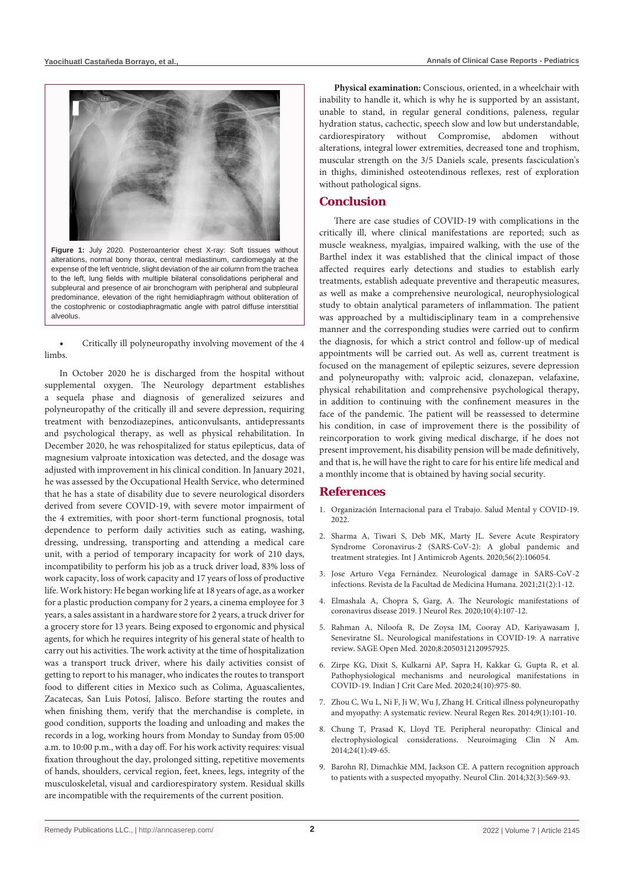Figure 1: July 2020. Posteroanterior chest X-ray: Soft tissues without alterations, normal bony thorax, central mediastinum, cardiomegaly at the expense of the left ventricle, slight deviation of the air column from the trachea to the left, lung fields with multiple bilateral consolidations peripheral and subpleural and presence of air bronchogram with peripheral and subpleural predominance, elevation of the right hemidiaphragm without obliteration of the costophrenic or costodiaphragmatic angle with patrol diffuse interstitial alveolus.

- Critically ill polyneuropathy involving movement of the 4 limbs.

In October 2020 he is discharged from the hospital without supplemental oxygen. The Neurology department establishes a sequela phase and diagnosis of generalized seizures and polyneuropathy of the critically ill and severe depression, requiring treatment with benzodiazepines, anticonvulsants, antidepressants and psychological therapy, as well as physical rehabilitation. In December 2020, he was rehospitalized for status epilepticus, data of magnesium valproate intoxication was detected, and the dosage was adjusted with improvement in his clinical condition. In January 2021, he was assessed by the Occupational Health Service, who determined that he has a state of disability due to severe neurological disorders derived from severe COVID-19, with severe motor impairment of the 4 extremities, with poor short-term functional prognosis, total dependence to perform daily activities such as eating, washing, dressing, undressing, transporting and attending a medical care unit, with a period of temporary incapacity for work of 210 days, incompatibility to perform his job as a truck driver load, 83% loss of work capacity, loss of work capacity and 17 years of loss of productive life. Work history: He began working life at 18 years of age, as a worker for a plastic production company for 2 years, a cinema employee for 3 years, a sales assistant in a hardware store for 2 years, a truck driver for a grocery store for 13 years. Being exposed to ergonomic and physical agents, for which he requires integrity of his general state of health to carry out his activities. The work activity at the time of hospitalization was a transport truck driver, where his daily activities consist of getting to report to his manager, who indicates the routes to transport food to different cities in Mexico such as Colima, Aguascalientes, Zacatecas, San Luis Potosí, Jalisco. Before starting the routes and when finishing them, verify that the merchandise is complete, in good condition, supports the loading and unloading and makes the records in a log, working hours from Monday to Sunday from 05:00 a.m. to 10:00 p.m., with a day off. For his work activity requires: visual fixation throughout the day, prolonged sitting, repetitive movements of hands, shoulders, cervical region, feet, knees, legs, integrity of the musculoskeletal, visual and cardiorespiratory system. Residual skills are incompatible with the requirements of the current position.

**Physical examination:** Conscious, oriented, in a wheelchair with inability to handle it, which is why he is supported by an assistant, unable to stand, in regular general conditions, paleness, regular hydration status, cachectic, speech slow and low but understandable, cardiorespiratory without Compromise, abdomen without alterations, integral lower extremities, decreased tone and trophism, muscular strength on the 3/5 Daniels scale, presents fasciculation's in thighs, diminished osteotendinous reflexes, rest of exploration without pathological signs.

## Conclusion

There are case studies of COVID-19 with complications in the critically ill, where clinical manifestations are reported; such as muscle weakness, myalgias, impaired walking, with the use of the Barthel index it was established that the clinical impact of those affected requires early detections and studies to establish early treatments, establish adequate preventive and therapeutic measures, as well as make a comprehensive neurological, neurophysiological study to obtain analytical parameters of inflammation. The patient was approached by a multidisciplinary team in a comprehensive manner and the corresponding studies were carried out to confirm the diagnosis, for which a strict control and follow-up of medical appointments will be carried out. As well as, current treatment is focused on the management of epileptic seizures, severe depression and polyneuropathy with; valproic acid, clonazepan, velafaxine, physical rehabilitation and comprehensive psychological therapy, in addition to continuing with the confinement measures in the face of the pandemic. The patient will be reassessed to determine his condition, in case of improvement there is the possibility of reincorporation to work giving medical discharge, if he does not present improvement, his disability pension will be made definitively, and that is, he will have the right to care for his entire life medical and a monthly income that is obtained by having social security.

## References

1. Organización Internacional para el Trabajo. Salud Mental y COVID-19. 2022.
2. Sharma A, Tiwari S, Deb MK, Marty JL. Severe Acute Respiratory Syndrome Coronavirus-2 (SARS-CoV-2): A global pandemic and treatment strategies. Int J Antimicrob Agents. 2020;56(2):106054.
3. Jose Arturo Vega Fernández. Neurological damage in SARS-CoV-2 infections. Revista de la Facultad de Medicina Humana. 2021;21(2):1-12.
4. Elmashala A, Chopra S, Garg, A. The Neurologic manifestations of coronavirus disease 2019. J Neurol Res. 2020;10(4):107-12.
5. Rahman A, Niloofa R, De Zoysa IM, Cooray AD, Kariyawasam J, Seneviratne SL. Neurological manifestations in COVID-19: A narrative review. SAGE Open Med. 2020;8:2050312120957925.
6. Zirpe KG, Dixit S, Kulkarni AP, Sapra H, Kakkar G, Gupta R, et al. Pathophysiological mechanisms and neurological manifestations in COVID-19. Indian J Crit Care Med. 2020;24(10):975-80.
7. Zhou C, Wu L, Ni F, Ji W, Wu J, Zhang H. Critical illness polyneuropathy and myopathy: A systematic review. Neural Regen Res. 2014;9(1):101-10.
8. Chung T, Prasad K, Lloyd TE. Peripheral neuropathy: Clinical and electrophysiological considerations. Neuroimaging Clin N Am. 2014;24(1):49-65.
9. Barohn RJ, Dimachkie MM, Jackson CE. A pattern recognition approach to patients with a suspected myopathy. Neurol Clin. 2014;32(3):569-93.